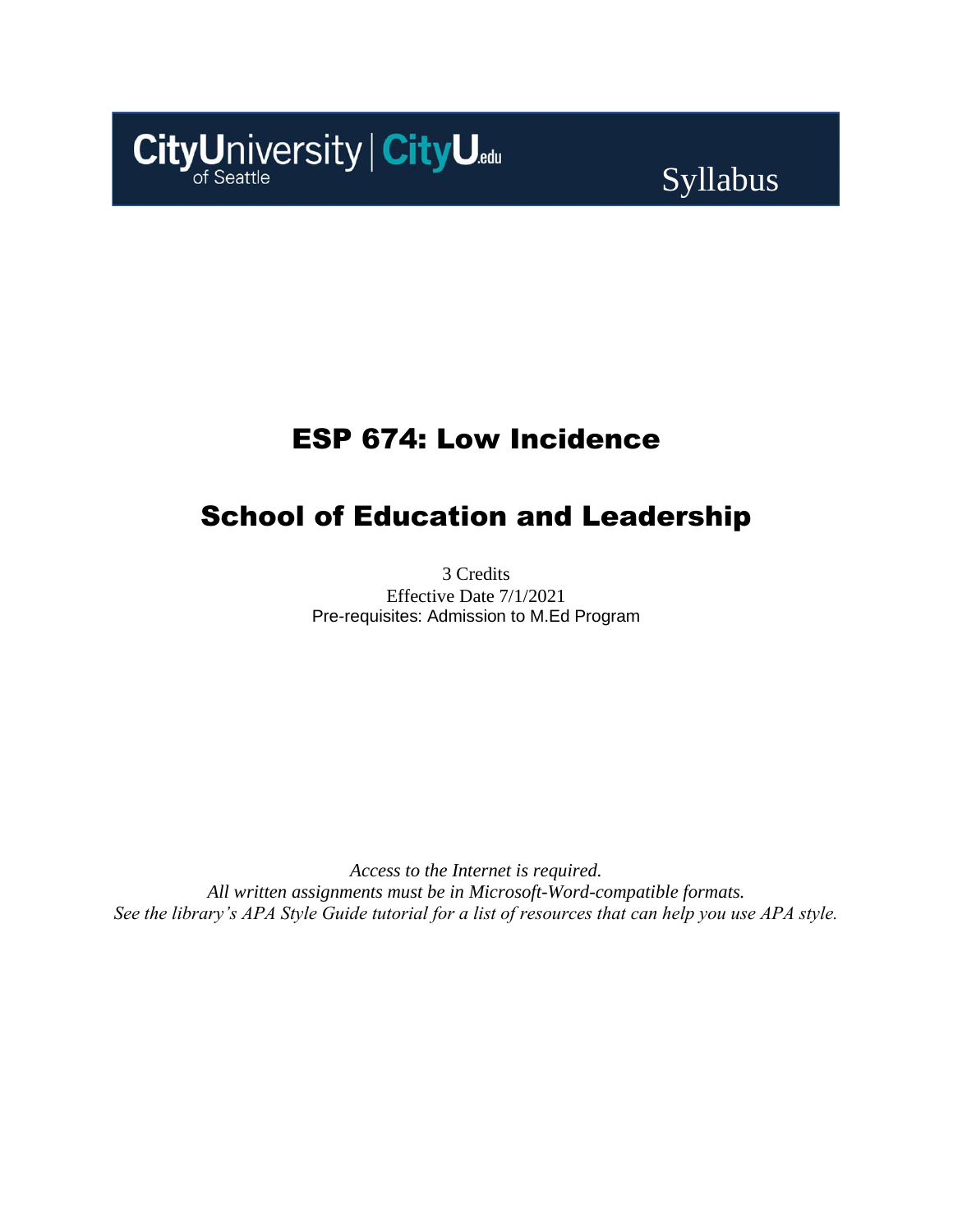CityUniversity of Seattle | CityU.edu

Syllabus

# ESP 674: Low Incidence

# School of Education and Leadership

3 Credits
Effective Date 7/1/2021
Pre-requisites: Admission to M.Ed Program

*Access to the Internet is required.*
*All written assignments must be in Microsoft-Word-compatible formats.*
*See the library's APA Style Guide tutorial for a list of resources that can help you use APA style.*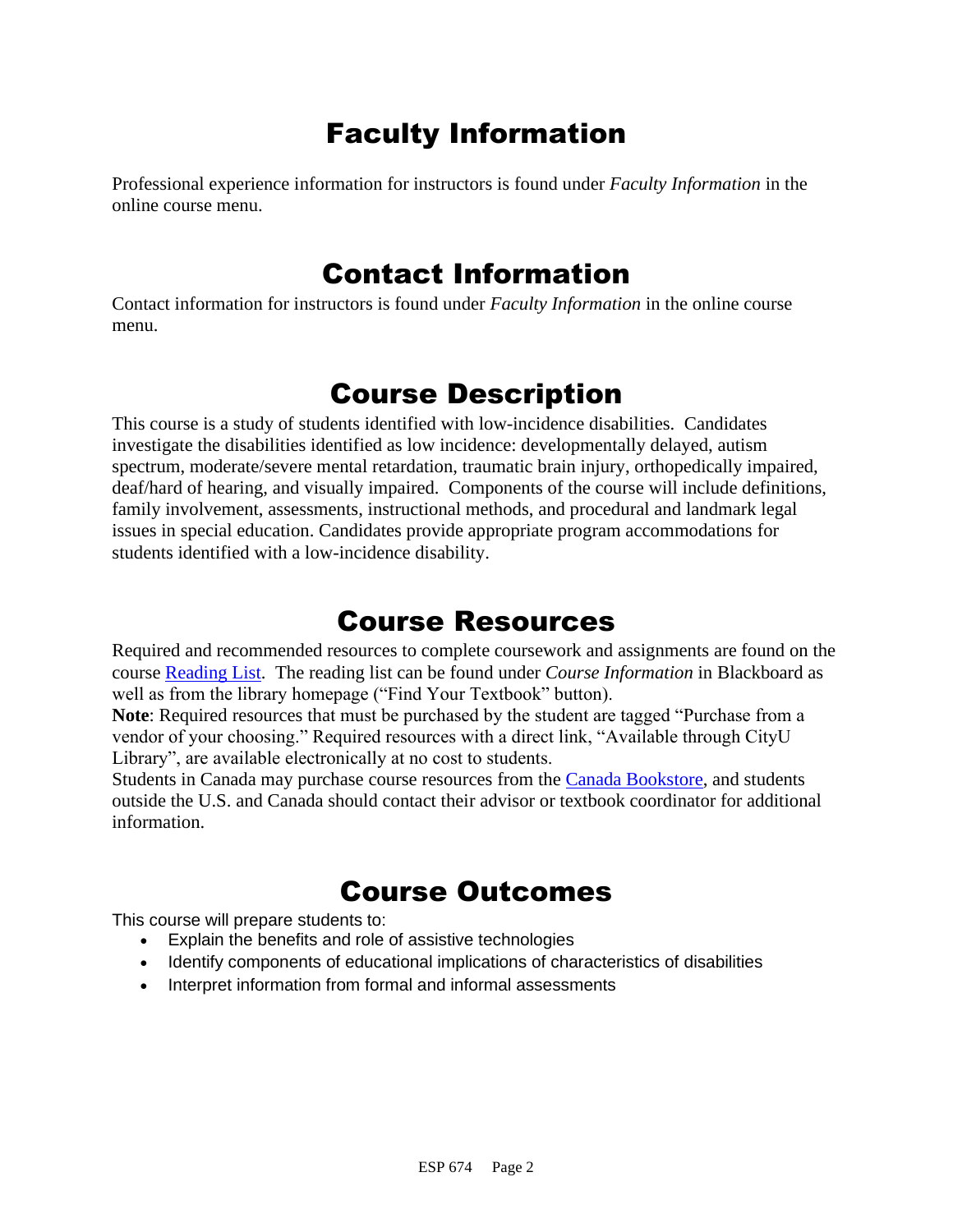# Faculty Information

Professional experience information for instructors is found under *Faculty Information* in the online course menu.

# Contact Information

Contact information for instructors is found under *Faculty Information* in the online course menu.

# Course Description

This course is a study of students identified with low-incidence disabilities. Candidates investigate the disabilities identified as low incidence: developmentally delayed, autism spectrum, moderate/severe mental retardation, traumatic brain injury, orthopedically impaired, deaf/hard of hearing, and visually impaired. Components of the course will include definitions, family involvement, assessments, instructional methods, and procedural and landmark legal issues in special education. Candidates provide appropriate program accommodations for students identified with a low-incidence disability.

# Course Resources

Required and recommended resources to complete coursework and assignments are found on the course Reading List. The reading list can be found under *Course Information* in Blackboard as well as from the library homepage ("Find Your Textbook" button).

**Note**: Required resources that must be purchased by the student are tagged "Purchase from a vendor of your choosing." Required resources with a direct link, "Available through CityU Library", are available electronically at no cost to students.

Students in Canada may purchase course resources from the Canada Bookstore, and students outside the U.S. and Canada should contact their advisor or textbook coordinator for additional information.

# Course Outcomes

This course will prepare students to:

- Explain the benefits and role of assistive technologies
- Identify components of educational implications of characteristics of disabilities
- Interpret information from formal and informal assessments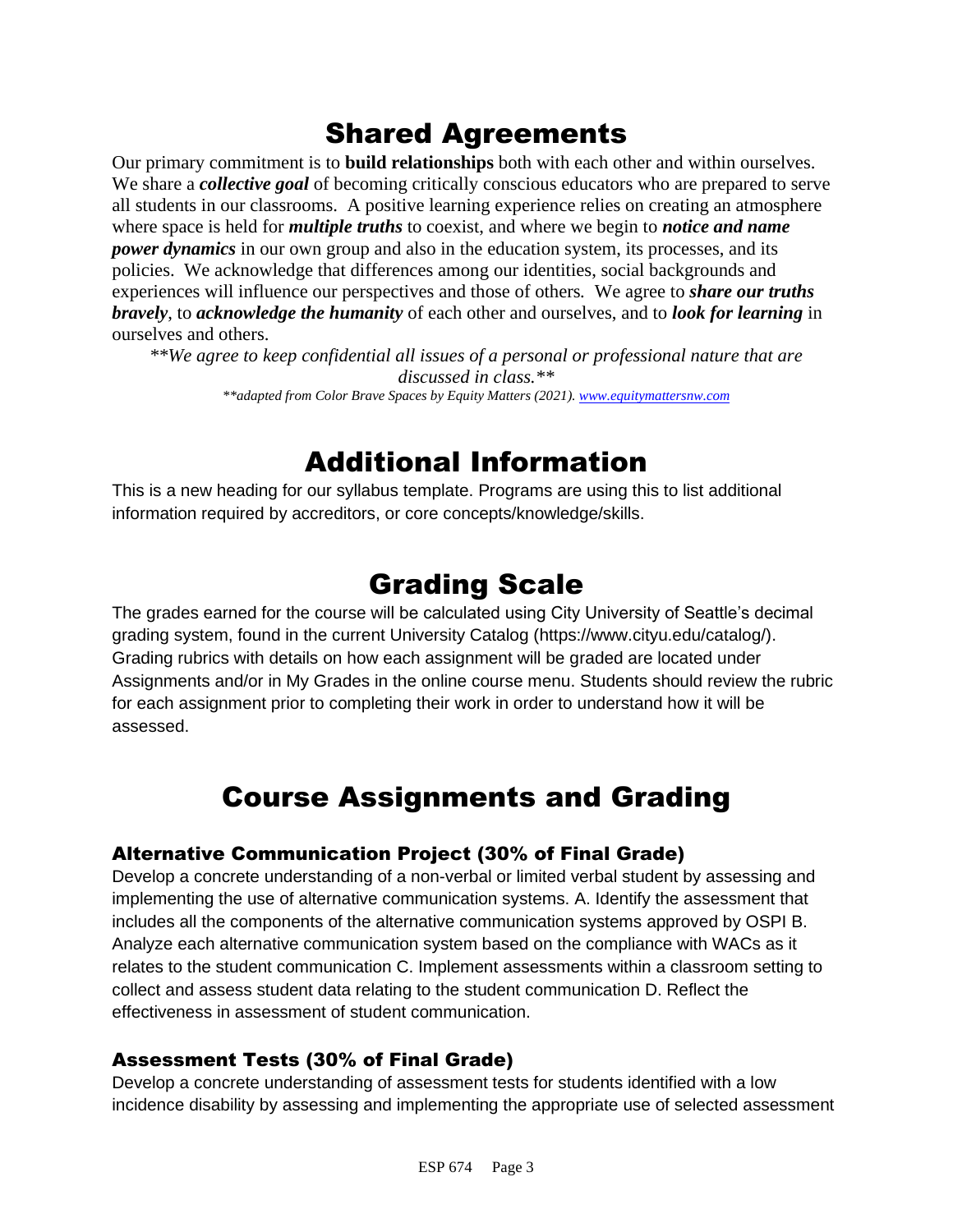# Shared Agreements

Our primary commitment is to **build relationships** both with each other and within ourselves. We share a ***collective goal*** of becoming critically conscious educators who are prepared to serve all students in our classrooms. A positive learning experience relies on creating an atmosphere where space is held for ***multiple truths*** to coexist, and where we begin to ***notice and name power dynamics*** in our own group and also in the education system, its processes, and its policies. We acknowledge that differences among our identities, social backgrounds and experiences will influence our perspectives and those of others. We agree to ***share our truths bravely***, to ***acknowledge the humanity*** of each other and ourselves, and to ***look for learning*** in ourselves and others.

*\*\*We agree to keep confidential all issues of a personal or professional nature that are discussed in class.\*\**

*\*\*adapted from Color Brave Spaces by Equity Matters (2021). www.equitymattersnw.com*

# Additional Information

This is a new heading for our syllabus template. Programs are using this to list additional information required by accreditors, or core concepts/knowledge/skills.

# Grading Scale

The grades earned for the course will be calculated using City University of Seattle's decimal grading system, found in the current University Catalog (https://www.cityu.edu/catalog/). Grading rubrics with details on how each assignment will be graded are located under Assignments and/or in My Grades in the online course menu. Students should review the rubric for each assignment prior to completing their work in order to understand how it will be assessed.

# Course Assignments and Grading

## Alternative Communication Project (30% of Final Grade)

Develop a concrete understanding of a non-verbal or limited verbal student by assessing and implementing the use of alternative communication systems. A. Identify the assessment that includes all the components of the alternative communication systems approved by OSPI B. Analyze each alternative communication system based on the compliance with WACs as it relates to the student communication C. Implement assessments within a classroom setting to collect and assess student data relating to the student communication D. Reflect the effectiveness in assessment of student communication.

## Assessment Tests (30% of Final Grade)

Develop a concrete understanding of assessment tests for students identified with a low incidence disability by assessing and implementing the appropriate use of selected assessment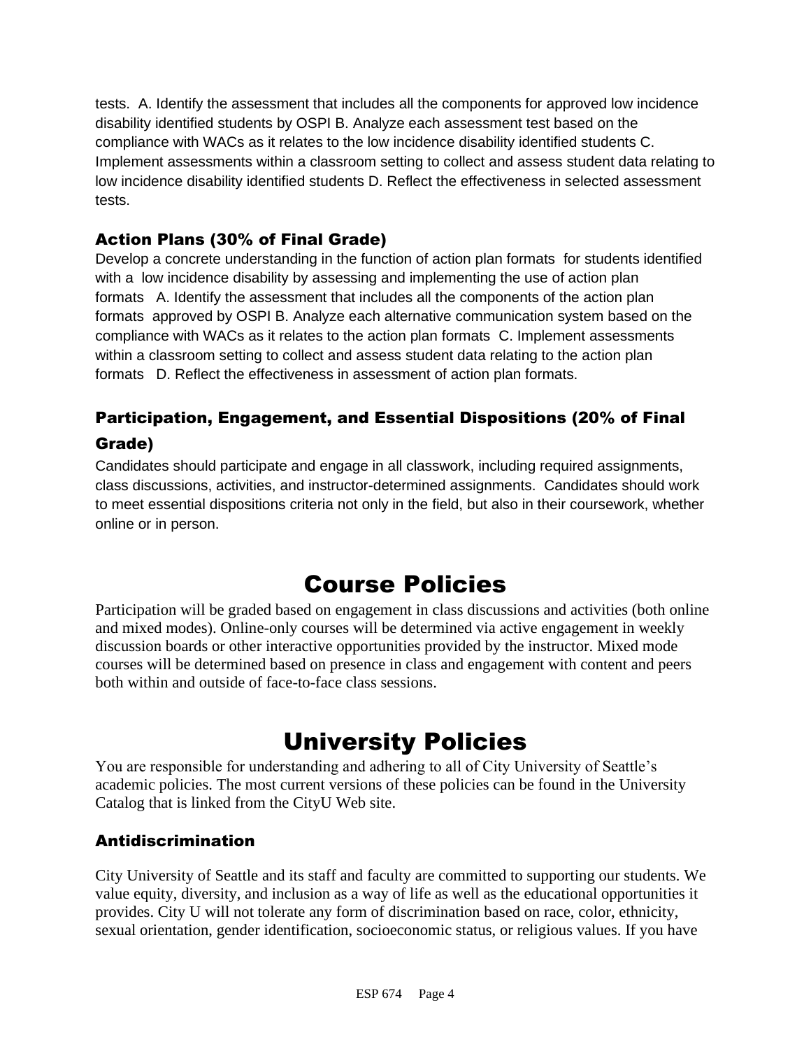tests. A. Identify the assessment that includes all the components for approved low incidence disability identified students by OSPI B. Analyze each assessment test based on the compliance with WACs as it relates to the low incidence disability identified students C. Implement assessments within a classroom setting to collect and assess student data relating to low incidence disability identified students D. Reflect the effectiveness in selected assessment tests.

### Action Plans (30% of Final Grade)

Develop a concrete understanding in the function of action plan formats for students identified with a low incidence disability by assessing and implementing the use of action plan formats A. Identify the assessment that includes all the components of the action plan formats approved by OSPI B. Analyze each alternative communication system based on the compliance with WACs as it relates to the action plan formats C. Implement assessments within a classroom setting to collect and assess student data relating to the action plan formats D. Reflect the effectiveness in assessment of action plan formats.

### Participation, Engagement, and Essential Dispositions (20% of Final Grade)

Candidates should participate and engage in all classwork, including required assignments, class discussions, activities, and instructor-determined assignments. Candidates should work to meet essential dispositions criteria not only in the field, but also in their coursework, whether online or in person.

# Course Policies

Participation will be graded based on engagement in class discussions and activities (both online and mixed modes). Online-only courses will be determined via active engagement in weekly discussion boards or other interactive opportunities provided by the instructor. Mixed mode courses will be determined based on presence in class and engagement with content and peers both within and outside of face-to-face class sessions.

# University Policies

You are responsible for understanding and adhering to all of City University of Seattle's academic policies. The most current versions of these policies can be found in the University Catalog that is linked from the CityU Web site.

### Antidiscrimination

City University of Seattle and its staff and faculty are committed to supporting our students. We value equity, diversity, and inclusion as a way of life as well as the educational opportunities it provides. City U will not tolerate any form of discrimination based on race, color, ethnicity, sexual orientation, gender identification, socioeconomic status, or religious values. If you have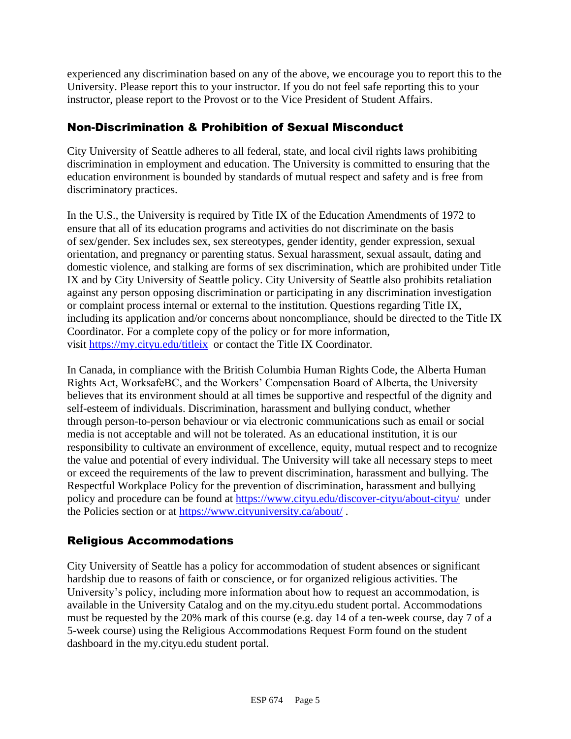experienced any discrimination based on any of the above, we encourage you to report this to the University. Please report this to your instructor. If you do not feel safe reporting this to your instructor, please report to the Provost or to the Vice President of Student Affairs.

## Non-Discrimination & Prohibition of Sexual Misconduct

City University of Seattle adheres to all federal, state, and local civil rights laws prohibiting discrimination in employment and education. The University is committed to ensuring that the education environment is bounded by standards of mutual respect and safety and is free from discriminatory practices.

In the U.S., the University is required by Title IX of the Education Amendments of 1972 to ensure that all of its education programs and activities do not discriminate on the basis of sex/gender. Sex includes sex, sex stereotypes, gender identity, gender expression, sexual orientation, and pregnancy or parenting status. Sexual harassment, sexual assault, dating and domestic violence, and stalking are forms of sex discrimination, which are prohibited under Title IX and by City University of Seattle policy. City University of Seattle also prohibits retaliation against any person opposing discrimination or participating in any discrimination investigation or complaint process internal or external to the institution. Questions regarding Title IX, including its application and/or concerns about noncompliance, should be directed to the Title IX Coordinator. For a complete copy of the policy or for more information, visit https://my.cityu.edu/titleix or contact the Title IX Coordinator.

In Canada, in compliance with the British Columbia Human Rights Code, the Alberta Human Rights Act, WorksafeBC, and the Workers' Compensation Board of Alberta, the University believes that its environment should at all times be supportive and respectful of the dignity and self-esteem of individuals. Discrimination, harassment and bullying conduct, whether through person-to-person behaviour or via electronic communications such as email or social media is not acceptable and will not be tolerated. As an educational institution, it is our responsibility to cultivate an environment of excellence, equity, mutual respect and to recognize the value and potential of every individual. The University will take all necessary steps to meet or exceed the requirements of the law to prevent discrimination, harassment and bullying. The Respectful Workplace Policy for the prevention of discrimination, harassment and bullying policy and procedure can be found at https://www.cityu.edu/discover-cityu/about-cityu/ under the Policies section or at https://www.cityuniversity.ca/about/ .

## Religious Accommodations

City University of Seattle has a policy for accommodation of student absences or significant hardship due to reasons of faith or conscience, or for organized religious activities. The University's policy, including more information about how to request an accommodation, is available in the University Catalog and on the my.cityu.edu student portal. Accommodations must be requested by the 20% mark of this course (e.g. day 14 of a ten-week course, day 7 of a 5-week course) using the Religious Accommodations Request Form found on the student dashboard in the my.cityu.edu student portal.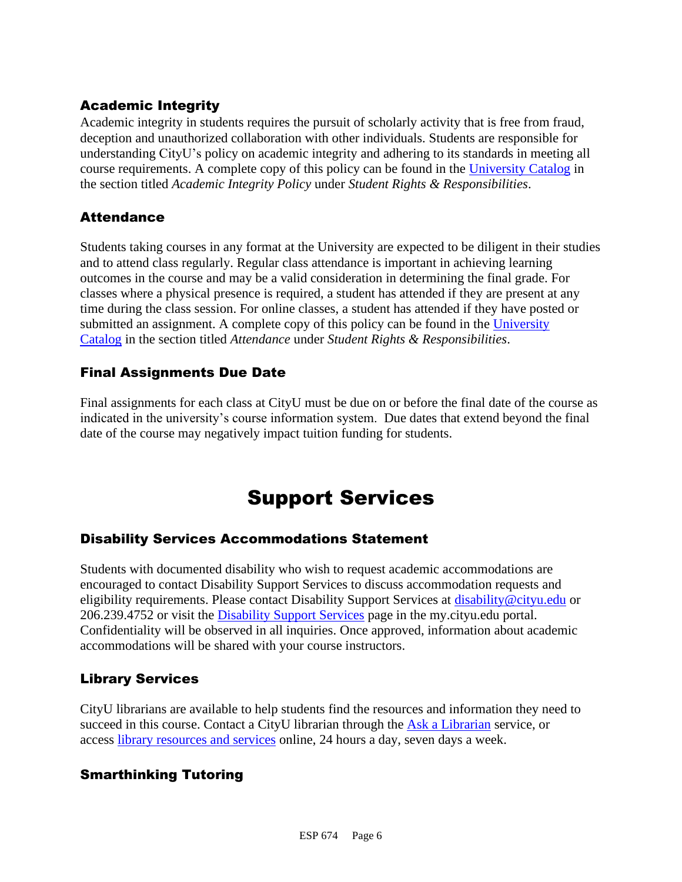### Academic Integrity

Academic integrity in students requires the pursuit of scholarly activity that is free from fraud, deception and unauthorized collaboration with other individuals. Students are responsible for understanding CityU's policy on academic integrity and adhering to its standards in meeting all course requirements. A complete copy of this policy can be found in the University Catalog in the section titled *Academic Integrity Policy* under *Student Rights & Responsibilities*.

### Attendance

Students taking courses in any format at the University are expected to be diligent in their studies and to attend class regularly. Regular class attendance is important in achieving learning outcomes in the course and may be a valid consideration in determining the final grade. For classes where a physical presence is required, a student has attended if they are present at any time during the class session. For online classes, a student has attended if they have posted or submitted an assignment. A complete copy of this policy can be found in the University Catalog in the section titled *Attendance* under *Student Rights & Responsibilities*.

### Final Assignments Due Date

Final assignments for each class at CityU must be due on or before the final date of the course as indicated in the university's course information system. Due dates that extend beyond the final date of the course may negatively impact tuition funding for students.

## Support Services

### Disability Services Accommodations Statement

Students with documented disability who wish to request academic accommodations are encouraged to contact Disability Support Services to discuss accommodation requests and eligibility requirements. Please contact Disability Support Services at disability@cityu.edu or 206.239.4752 or visit the Disability Support Services page in the my.cityu.edu portal. Confidentiality will be observed in all inquiries. Once approved, information about academic accommodations will be shared with your course instructors.

### Library Services

CityU librarians are available to help students find the resources and information they need to succeed in this course. Contact a CityU librarian through the Ask a Librarian service, or access library resources and services online, 24 hours a day, seven days a week.

### Smarthinking Tutoring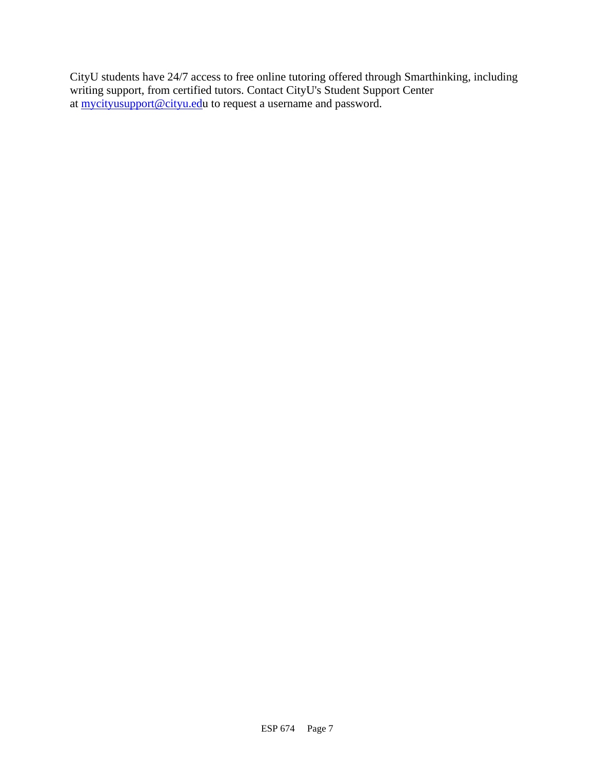CityU students have 24/7 access to free online tutoring offered through Smarthinking, including writing support, from certified tutors. Contact CityU's Student Support Center at [mycityusupport@cityu.ed](mailto:mycityusupport@cityu.edu)u to request a username and password.